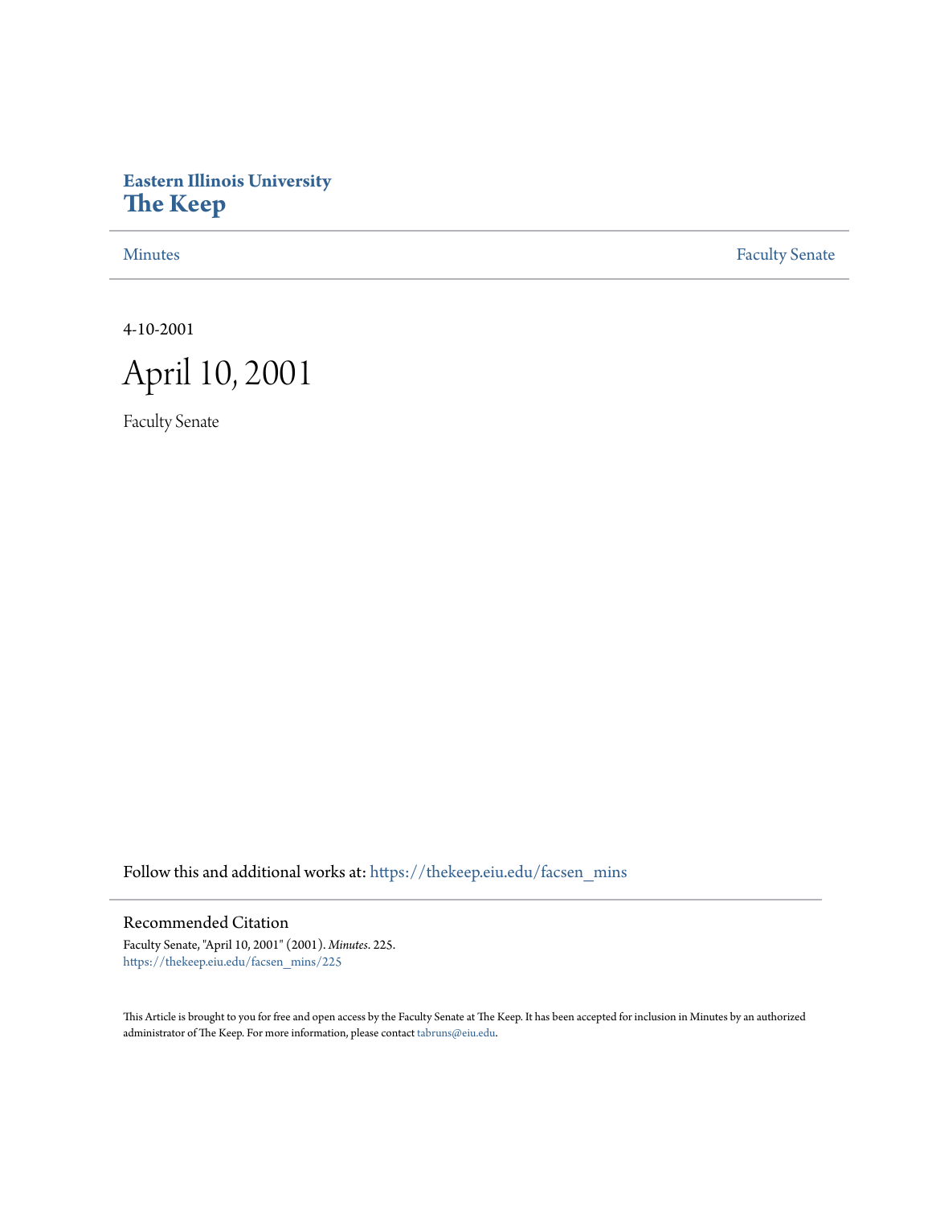Eastern Illinois University

# The Keep

Minutes | Faculty Senate

4-10-2001

# April 10, 2001

Faculty Senate

Follow this and additional works at: https://thekeep.eiu.edu/facsen_mins

## Recommended Citation

Faculty Senate, "April 10, 2001" (2001). *Minutes*. 225.
https://thekeep.eiu.edu/facsen_mins/225

This Article is brought to you for free and open access by the Faculty Senate at The Keep. It has been accepted for inclusion in Minutes by an authorized administrator of The Keep. For more information, please contact tabruns@eiu.edu.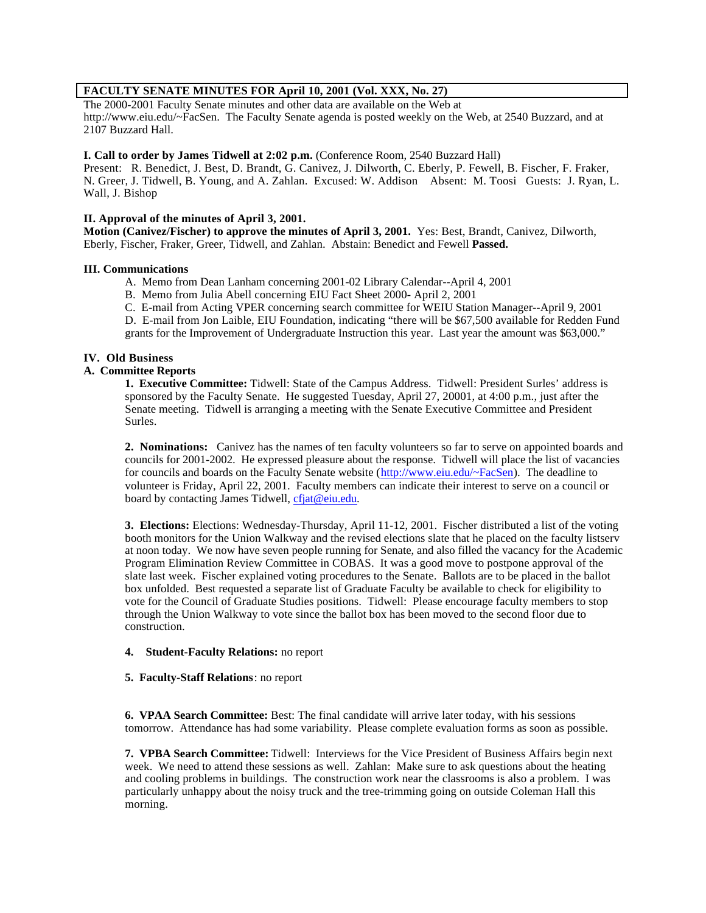**FACULTY SENATE MINUTES FOR April 10, 2001 (Vol. XXX, No. 27)**

The 2000-2001 Faculty Senate minutes and other data are available on the Web at http://www.eiu.edu/~FacSen. The Faculty Senate agenda is posted weekly on the Web, at 2540 Buzzard, and at 2107 Buzzard Hall.

**I. Call to order by James Tidwell at 2:02 p.m.** (Conference Room, 2540 Buzzard Hall)

Present: R. Benedict, J. Best, D. Brandt, G. Canivez, J. Dilworth, C. Eberly, P. Fewell, B. Fischer, F. Fraker, N. Greer, J. Tidwell, B. Young, and A. Zahlan. Excused: W. Addison Absent: M. Toosi Guests: J. Ryan, L. Wall, J. Bishop

**II. Approval of the minutes of April 3, 2001.**

**Motion (Canivez/Fischer) to approve the minutes of April 3, 2001.** Yes: Best, Brandt, Canivez, Dilworth, Eberly, Fischer, Fraker, Greer, Tidwell, and Zahlan. Abstain: Benedict and Fewell **Passed.**

**III. Communications**

A. Memo from Dean Lanham concerning 2001-02 Library Calendar--April 4, 2001

B. Memo from Julia Abell concerning EIU Fact Sheet 2000- April 2, 2001

C. E-mail from Acting VPER concerning search committee for WEIU Station Manager--April 9, 2001

D. E-mail from Jon Laible, EIU Foundation, indicating "there will be $67,500 available for Redden Fund grants for the Improvement of Undergraduate Instruction this year. Last year the amount was $63,000."

**IV. Old Business**

**A. Committee Reports**

**1. Executive Committee:** Tidwell: State of the Campus Address. Tidwell: President Surles' address is sponsored by the Faculty Senate. He suggested Tuesday, April 27, 20001, at 4:00 p.m., just after the Senate meeting. Tidwell is arranging a meeting with the Senate Executive Committee and President Surles.

**2. Nominations:** Canivez has the names of ten faculty volunteers so far to serve on appointed boards and councils for 2001-2002. He expressed pleasure about the response. Tidwell will place the list of vacancies for councils and boards on the Faculty Senate website (http://www.eiu.edu/~FacSen). The deadline to volunteer is Friday, April 22, 2001. Faculty members can indicate their interest to serve on a council or board by contacting James Tidwell, cfjat@eiu.edu.

**3. Elections:** Elections: Wednesday-Thursday, April 11-12, 2001. Fischer distributed a list of the voting booth monitors for the Union Walkway and the revised elections slate that he placed on the faculty listserv at noon today. We now have seven people running for Senate, and also filled the vacancy for the Academic Program Elimination Review Committee in COBAS. It was a good move to postpone approval of the slate last week. Fischer explained voting procedures to the Senate. Ballots are to be placed in the ballot box unfolded. Best requested a separate list of Graduate Faculty be available to check for eligibility to vote for the Council of Graduate Studies positions. Tidwell: Please encourage faculty members to stop through the Union Walkway to vote since the ballot box has been moved to the second floor due to construction.

**4. Student-Faculty Relations:** no report

**5. Faculty-Staff Relations**: no report

**6. VPAA Search Committee:** Best: The final candidate will arrive later today, with his sessions tomorrow. Attendance has had some variability. Please complete evaluation forms as soon as possible.

**7. VPBA Search Committee:** Tidwell: Interviews for the Vice President of Business Affairs begin next week. We need to attend these sessions as well. Zahlan: Make sure to ask questions about the heating and cooling problems in buildings. The construction work near the classrooms is also a problem. I was particularly unhappy about the noisy truck and the tree-trimming going on outside Coleman Hall this morning.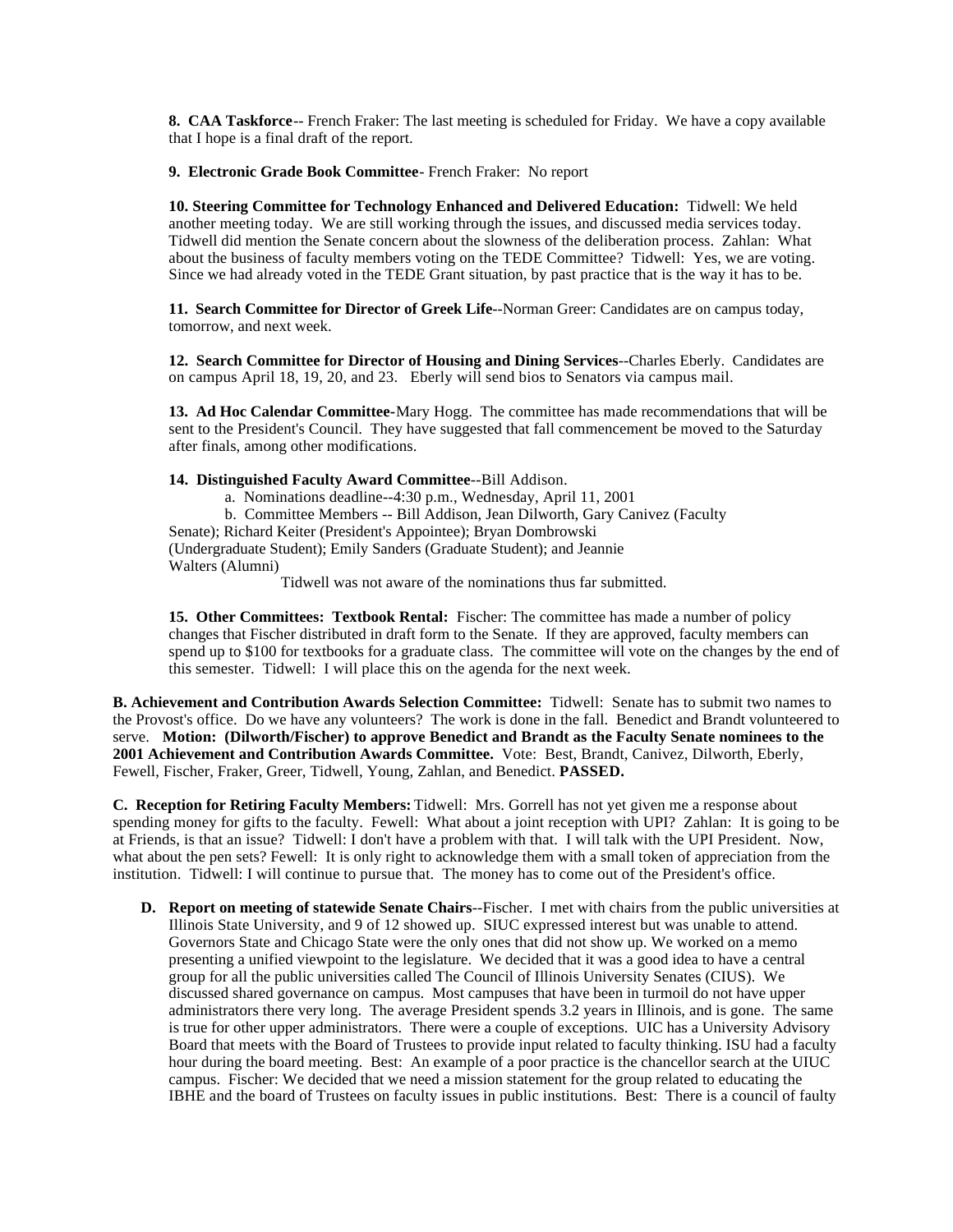**8. CAA Taskforce**-- French Fraker: The last meeting is scheduled for Friday. We have a copy available that I hope is a final draft of the report.

**9. Electronic Grade Book Committee**- French Fraker: No report

**10. Steering Committee for Technology Enhanced and Delivered Education:** Tidwell: We held another meeting today. We are still working through the issues, and discussed media services today. Tidwell did mention the Senate concern about the slowness of the deliberation process. Zahlan: What about the business of faculty members voting on the TEDE Committee? Tidwell: Yes, we are voting. Since we had already voted in the TEDE Grant situation, by past practice that is the way it has to be.

**11. Search Committee for Director of Greek Life**--Norman Greer: Candidates are on campus today, tomorrow, and next week.

**12. Search Committee for Director of Housing and Dining Services**--Charles Eberly. Candidates are on campus April 18, 19, 20, and 23. Eberly will send bios to Senators via campus mail.

**13. Ad Hoc Calendar Committee**-Mary Hogg. The committee has made recommendations that will be sent to the President's Council. They have suggested that fall commencement be moved to the Saturday after finals, among other modifications.

**14. Distinguished Faculty Award Committee**--Bill Addison.

a. Nominations deadline--4:30 p.m., Wednesday, April 11, 2001

b. Committee Members -- Bill Addison, Jean Dilworth, Gary Canivez (Faculty Senate); Richard Keiter (President's Appointee); Bryan Dombrowski (Undergraduate Student); Emily Sanders (Graduate Student); and Jeannie Walters (Alumni)

Tidwell was not aware of the nominations thus far submitted.

**15. Other Committees: Textbook Rental:** Fischer: The committee has made a number of policy changes that Fischer distributed in draft form to the Senate. If they are approved, faculty members can spend up to $100 for textbooks for a graduate class. The committee will vote on the changes by the end of this semester. Tidwell: I will place this on the agenda for the next week.

**B. Achievement and Contribution Awards Selection Committee:** Tidwell: Senate has to submit two names to the Provost's office. Do we have any volunteers? The work is done in the fall. Benedict and Brandt volunteered to serve. **Motion: (Dilworth/Fischer) to approve Benedict and Brandt as the Faculty Senate nominees to the 2001 Achievement and Contribution Awards Committee.** Vote: Best, Brandt, Canivez, Dilworth, Eberly, Fewell, Fischer, Fraker, Greer, Tidwell, Young, Zahlan, and Benedict. **PASSED.**

**C. Reception for Retiring Faculty Members:** Tidwell: Mrs. Gorrell has not yet given me a response about spending money for gifts to the faculty. Fewell: What about a joint reception with UPI? Zahlan: It is going to be at Friends, is that an issue? Tidwell: I don't have a problem with that. I will talk with the UPI President. Now, what about the pen sets? Fewell: It is only right to acknowledge them with a small token of appreciation from the institution. Tidwell: I will continue to pursue that. The money has to come out of the President's office.

**D. Report on meeting of statewide Senate Chairs**--Fischer. I met with chairs from the public universities at Illinois State University, and 9 of 12 showed up. SIUC expressed interest but was unable to attend. Governors State and Chicago State were the only ones that did not show up. We worked on a memo presenting a unified viewpoint to the legislature. We decided that it was a good idea to have a central group for all the public universities called The Council of Illinois University Senates (CIUS). We discussed shared governance on campus. Most campuses that have been in turmoil do not have upper administrators there very long. The average President spends 3.2 years in Illinois, and is gone. The same is true for other upper administrators. There were a couple of exceptions. UIC has a University Advisory Board that meets with the Board of Trustees to provide input related to faculty thinking. ISU had a faculty hour during the board meeting. Best: An example of a poor practice is the chancellor search at the UIUC campus. Fischer: We decided that we need a mission statement for the group related to educating the IBHE and the board of Trustees on faculty issues in public institutions. Best: There is a council of faulty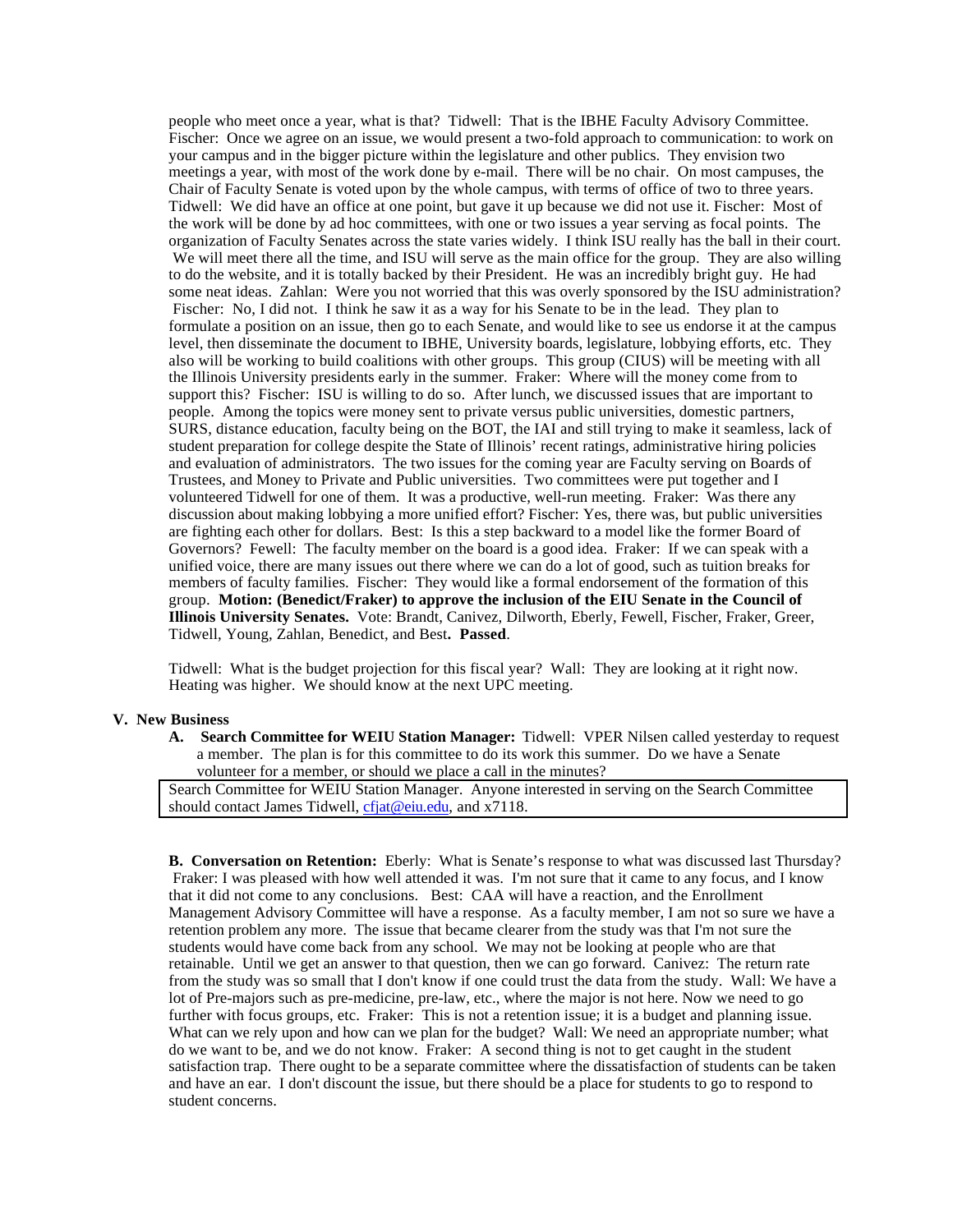people who meet once a year, what is that? Tidwell: That is the IBHE Faculty Advisory Committee. Fischer: Once we agree on an issue, we would present a two-fold approach to communication: to work on your campus and in the bigger picture within the legislature and other publics. They envision two meetings a year, with most of the work done by e-mail. There will be no chair. On most campuses, the Chair of Faculty Senate is voted upon by the whole campus, with terms of office of two to three years. Tidwell: We did have an office at one point, but gave it up because we did not use it. Fischer: Most of the work will be done by ad hoc committees, with one or two issues a year serving as focal points. The organization of Faculty Senates across the state varies widely. I think ISU really has the ball in their court. We will meet there all the time, and ISU will serve as the main office for the group. They are also willing to do the website, and it is totally backed by their President. He was an incredibly bright guy. He had some neat ideas. Zahlan: Were you not worried that this was overly sponsored by the ISU administration? Fischer: No, I did not. I think he saw it as a way for his Senate to be in the lead. They plan to formulate a position on an issue, then go to each Senate, and would like to see us endorse it at the campus level, then disseminate the document to IBHE, University boards, legislature, lobbying efforts, etc. They also will be working to build coalitions with other groups. This group (CIUS) will be meeting with all the Illinois University presidents early in the summer. Fraker: Where will the money come from to support this? Fischer: ISU is willing to do so. After lunch, we discussed issues that are important to people. Among the topics were money sent to private versus public universities, domestic partners, SURS, distance education, faculty being on the BOT, the IAI and still trying to make it seamless, lack of student preparation for college despite the State of Illinois' recent ratings, administrative hiring policies and evaluation of administrators. The two issues for the coming year are Faculty serving on Boards of Trustees, and Money to Private and Public universities. Two committees were put together and I volunteered Tidwell for one of them. It was a productive, well-run meeting. Fraker: Was there any discussion about making lobbying a more unified effort? Fischer: Yes, there was, but public universities are fighting each other for dollars. Best: Is this a step backward to a model like the former Board of Governors? Fewell: The faculty member on the board is a good idea. Fraker: If we can speak with a unified voice, there are many issues out there where we can do a lot of good, such as tuition breaks for members of faculty families. Fischer: They would like a formal endorsement of the formation of this group. **Motion: (Benedict/Fraker) to approve the inclusion of the EIU Senate in the Council of Illinois University Senates.** Vote: Brandt, Canivez, Dilworth, Eberly, Fewell, Fischer, Fraker, Greer, Tidwell, Young, Zahlan, Benedict, and Best**. Passed**.

Tidwell: What is the budget projection for this fiscal year? Wall: They are looking at it right now. Heating was higher. We should know at the next UPC meeting.

## V. New Business

**A. Search Committee for WEIU Station Manager:** Tidwell: VPER Nilsen called yesterday to request a member. The plan is for this committee to do its work this summer. Do we have a Senate volunteer for a member, or should we place a call in the minutes?

> Search Committee for WEIU Station Manager. Anyone interested in serving on the Search Committee should contact James Tidwell, cfjat@eiu.edu, and x7118.

**B. Conversation on Retention:** Eberly: What is Senate's response to what was discussed last Thursday? Fraker: I was pleased with how well attended it was. I'm not sure that it came to any focus, and I know that it did not come to any conclusions. Best: CAA will have a reaction, and the Enrollment Management Advisory Committee will have a response. As a faculty member, I am not so sure we have a retention problem any more. The issue that became clearer from the study was that I'm not sure the students would have come back from any school. We may not be looking at people who are that retainable. Until we get an answer to that question, then we can go forward. Canivez: The return rate from the study was so small that I don't know if one could trust the data from the study. Wall: We have a lot of Pre-majors such as pre-medicine, pre-law, etc., where the major is not here. Now we need to go further with focus groups, etc. Fraker: This is not a retention issue; it is a budget and planning issue. What can we rely upon and how can we plan for the budget? Wall: We need an appropriate number; what do we want to be, and we do not know. Fraker: A second thing is not to get caught in the student satisfaction trap. There ought to be a separate committee where the dissatisfaction of students can be taken and have an ear. I don't discount the issue, but there should be a place for students to go to respond to student concerns.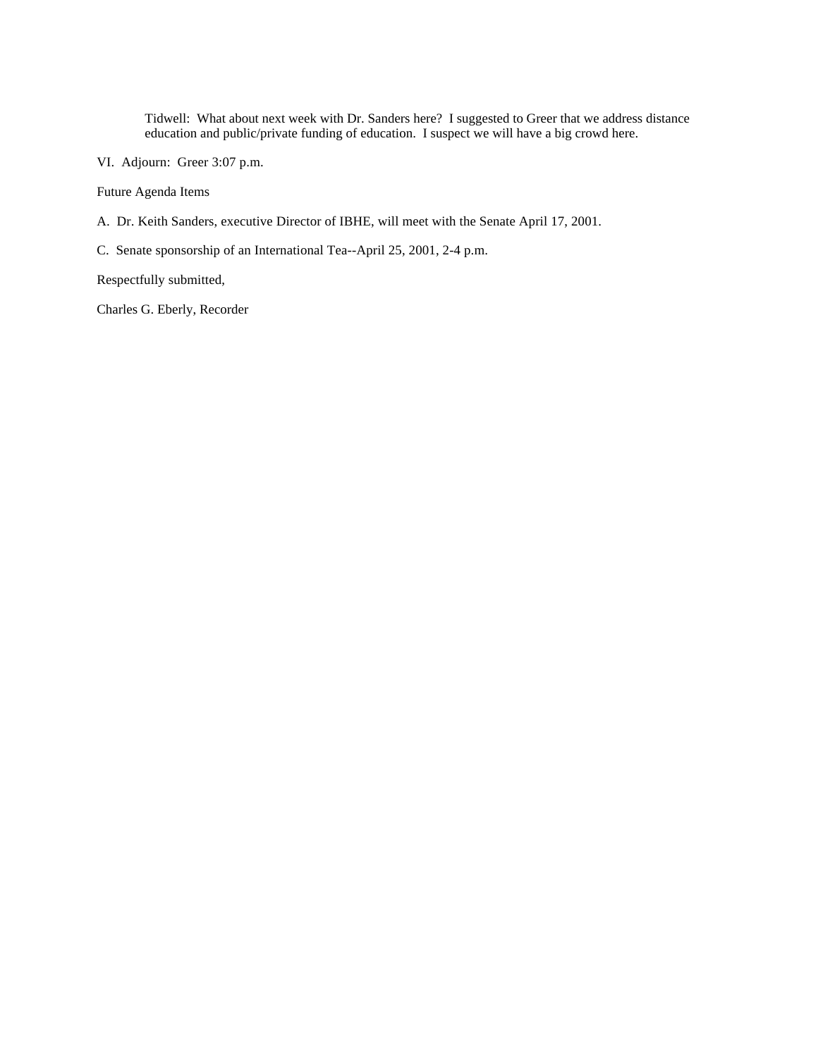Tidwell: What about next week with Dr. Sanders here? I suggested to Greer that we address distance education and public/private funding of education. I suspect we will have a big crowd here.

VI. Adjourn: Greer 3:07 p.m.

Future Agenda Items

A. Dr. Keith Sanders, executive Director of IBHE, will meet with the Senate April 17, 2001.

C. Senate sponsorship of an International Tea--April 25, 2001, 2-4 p.m.

Respectfully submitted,

Charles G. Eberly, Recorder